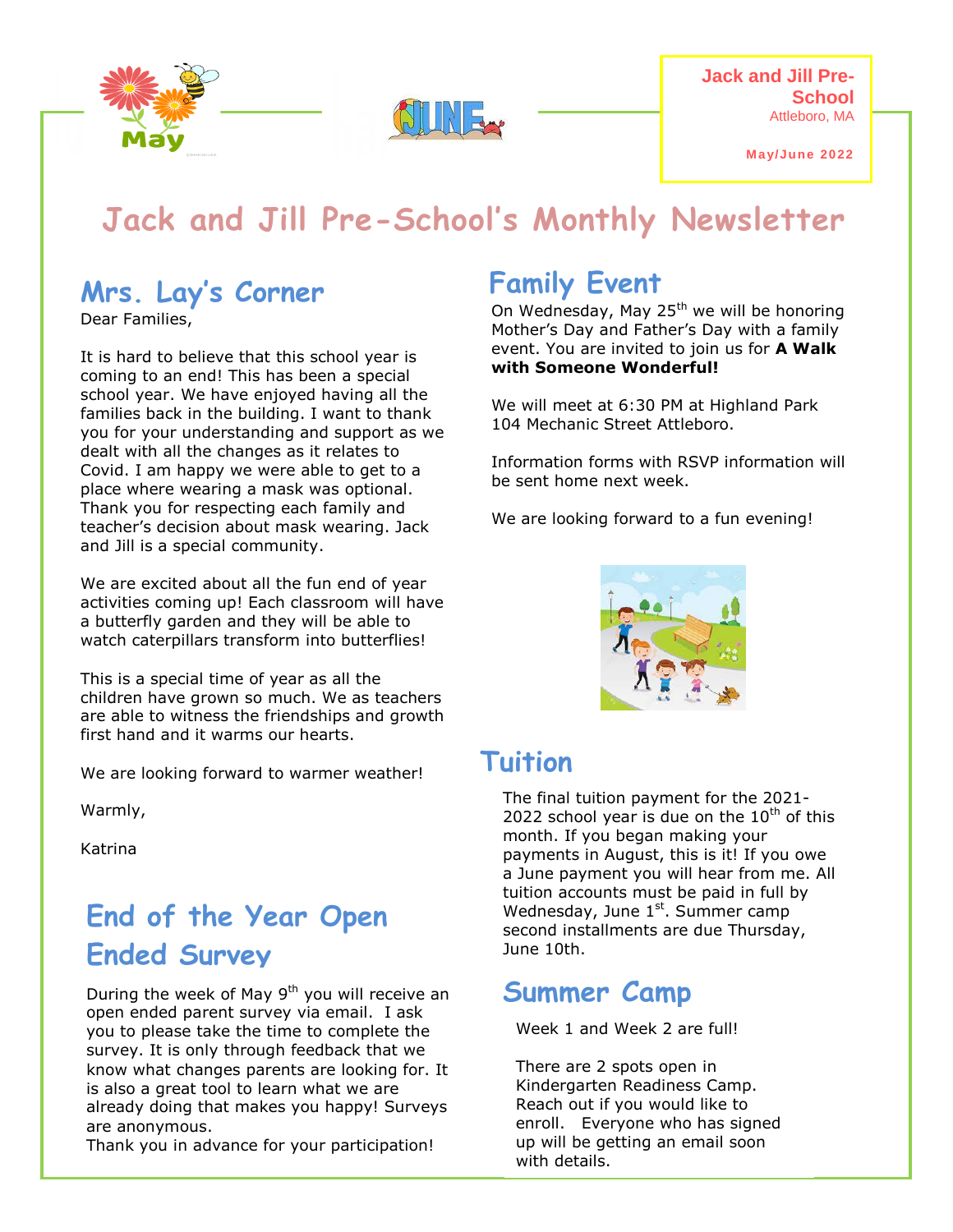**Jack and Jill Pre-School**
Attleboro, MA

May/June 2022

# Jack and Jill Pre-School's Monthly Newsletter

## Mrs. Lay's Corner

Dear Families,

It is hard to believe that this school year is coming to an end! This has been a special school year. We have enjoyed having all the families back in the building. I want to thank you for your understanding and support as we dealt with all the changes as it relates to Covid. I am happy we were able to get to a place where wearing a mask was optional. Thank you for respecting each family and teacher's decision about mask wearing. Jack and Jill is a special community.

We are excited about all the fun end of year activities coming up! Each classroom will have a butterfly garden and they will be able to watch caterpillars transform into butterflies!

This is a special time of year as all the children have grown so much. We as teachers are able to witness the friendships and growth first hand and it warms our hearts.

We are looking forward to warmer weather!

Warmly,

Katrina

## End of the Year Open Ended Survey

During the week of May 9th you will receive an open ended parent survey via email. I ask you to please take the time to complete the survey. It is only through feedback that we know what changes parents are looking for. It is also a great tool to learn what we are already doing that makes you happy! Surveys are anonymous.
Thank you in advance for your participation!

## Family Event

On Wednesday, May 25th we will be honoring Mother's Day and Father's Day with a family event. You are invited to join us for **A Walk with Someone Wonderful!**

We will meet at 6:30 PM at Highland Park 104 Mechanic Street Attleboro.

Information forms with RSVP information will be sent home next week.

We are looking forward to a fun evening!

## Tuition

The final tuition payment for the 2021-2022 school year is due on the 10th of this month. If you began making your payments in August, this is it! If you owe a June payment you will hear from me. All tuition accounts must be paid in full by Wednesday, June 1st. Summer camp second installments are due Thursday, June 10th.

## Summer Camp

Week 1 and Week 2 are full!

There are 2 spots open in Kindergarten Readiness Camp. Reach out if you would like to enroll. Everyone who has signed up will be getting an email soon with details.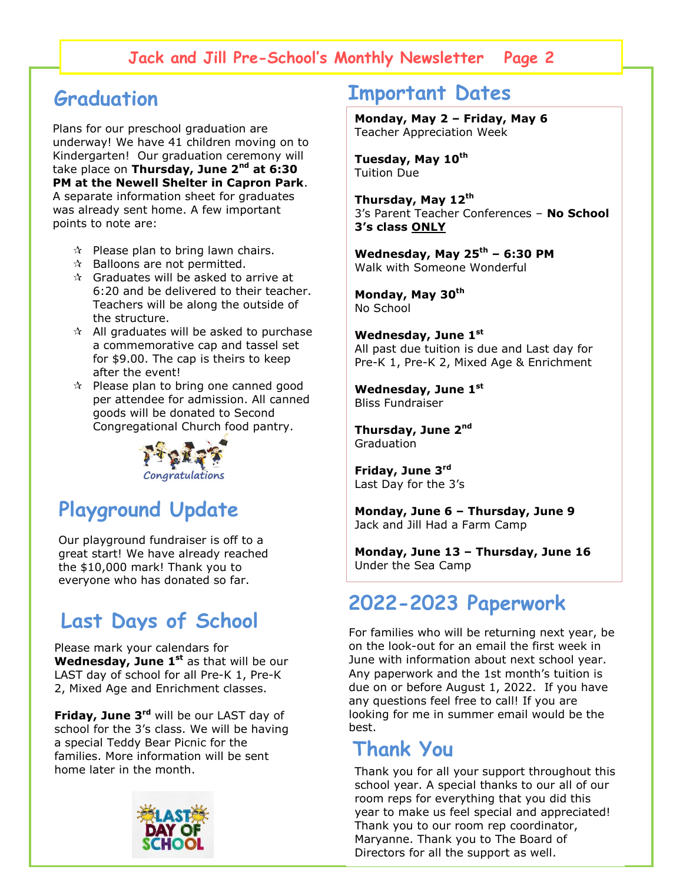## Graduation

Plans for our preschool graduation are underway! We have 41 children moving on to Kindergarten! Our graduation ceremony will take place on **Thursday, June 2nd at 6:30 PM at the Newell Shelter in Capron Park**. A separate information sheet for graduates was already sent home. A few important points to note are:

- Please plan to bring lawn chairs.
- Balloons are not permitted.
- Graduates will be asked to arrive at 6:20 and be delivered to their teacher. Teachers will be along the outside of the structure.
- All graduates will be asked to purchase a commemorative cap and tassel set for $9.00. The cap is theirs to keep after the event!
- Please plan to bring one canned good per attendee for admission. All canned goods will be donated to Second Congregational Church food pantry.

Congratulations

## Playground Update

Our playground fundraiser is off to a great start! We have already reached the $10,000 mark! Thank you to everyone who has donated so far.

## Last Days of School

Please mark your calendars for **Wednesday, June 1st** as that will be our LAST day of school for all Pre-K 1, Pre-K 2, Mixed Age and Enrichment classes.

**Friday, June 3rd** will be our LAST day of school for the 3's class. We will be having a special Teddy Bear Picnic for the families. More information will be sent home later in the month.

LAST DAY OF SCHOOL

## Important Dates

**Monday, May 2 – Friday, May 6**
Teacher Appreciation Week

**Tuesday, May 10th**
Tuition Due

**Thursday, May 12th**
3's Parent Teacher Conferences – **No School 3's class ONLY**

**Wednesday, May 25th – 6:30 PM**
Walk with Someone Wonderful

**Monday, May 30th**
No School

**Wednesday, June 1st**
All past due tuition is due and Last day for Pre-K 1, Pre-K 2, Mixed Age & Enrichment

**Wednesday, June 1st**
Bliss Fundraiser

**Thursday, June 2nd**
Graduation

**Friday, June 3rd**
Last Day for the 3's

**Monday, June 6 – Thursday, June 9**
Jack and Jill Had a Farm Camp

**Monday, June 13 – Thursday, June 16**
Under the Sea Camp

## 2022-2023 Paperwork

For families who will be returning next year, be on the look-out for an email the first week in June with information about next school year. Any paperwork and the 1st month's tuition is due on or before August 1, 2022. If you have any questions feel free to call! If you are looking for me in summer email would be the best.

## Thank You

Thank you for all your support throughout this school year. A special thanks to our all of our room reps for everything that you did this year to make us feel special and appreciated! Thank you to our room rep coordinator, Maryanne. Thank you to The Board of Directors for all the support as well.